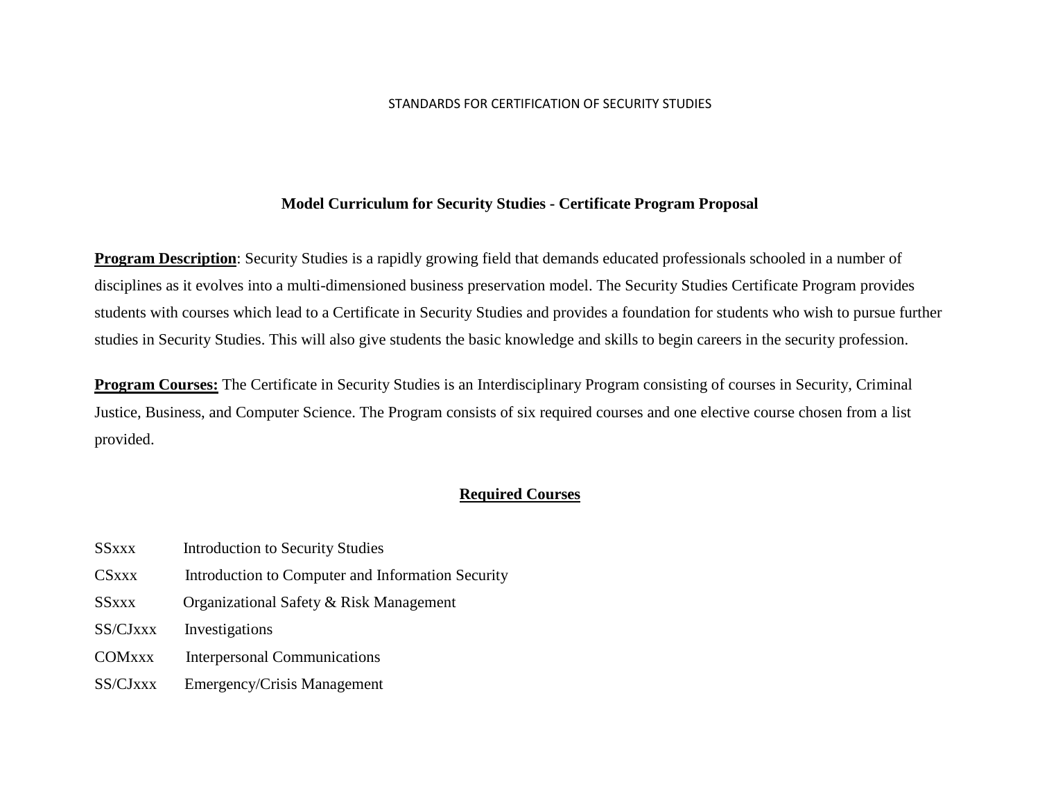STANDARDS FOR CERTIFICATION OF SECURITY STUDIES

# Model Curriculum for Security Studies - Certificate Program Proposal

**Program Description**: Security Studies is a rapidly growing field that demands educated professionals schooled in a number of disciplines as it evolves into a multi-dimensioned business preservation model. The Security Studies Certificate Program provides students with courses which lead to a Certificate in Security Studies and provides a foundation for students who wish to pursue further studies in Security Studies. This will also give students the basic knowledge and skills to begin careers in the security profession.

**Program Courses:** The Certificate in Security Studies is an Interdisciplinary Program consisting of courses in Security, Criminal Justice, Business, and Computer Science. The Program consists of six required courses and one elective course chosen from a list provided.

## Required Courses

SSxxx Introduction to Security Studies

CSxxx Introduction to Computer and Information Security

SSxxx Organizational Safety & Risk Management

SS/CJxxx Investigations

COMxxx Interpersonal Communications

SS/CJxxx Emergency/Crisis Management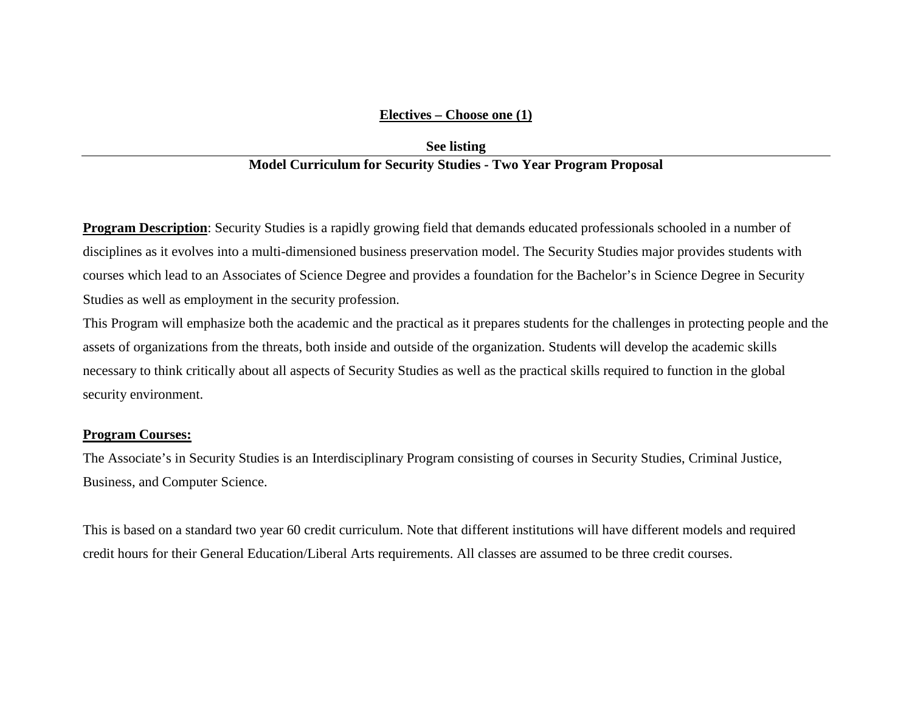**Electives – Choose one (1)**

**See listing**

---

**Model Curriculum for Security Studies - Two Year Program Proposal**

**Program Description**: Security Studies is a rapidly growing field that demands educated professionals schooled in a number of disciplines as it evolves into a multi-dimensioned business preservation model. The Security Studies major provides students with courses which lead to an Associates of Science Degree and provides a foundation for the Bachelor's in Science Degree in Security Studies as well as employment in the security profession.

This Program will emphasize both the academic and the practical as it prepares students for the challenges in protecting people and the assets of organizations from the threats, both inside and outside of the organization. Students will develop the academic skills necessary to think critically about all aspects of Security Studies as well as the practical skills required to function in the global security environment.

**Program Courses:**

The Associate's in Security Studies is an Interdisciplinary Program consisting of courses in Security Studies, Criminal Justice, Business, and Computer Science.

This is based on a standard two year 60 credit curriculum. Note that different institutions will have different models and required credit hours for their General Education/Liberal Arts requirements. All classes are assumed to be three credit courses.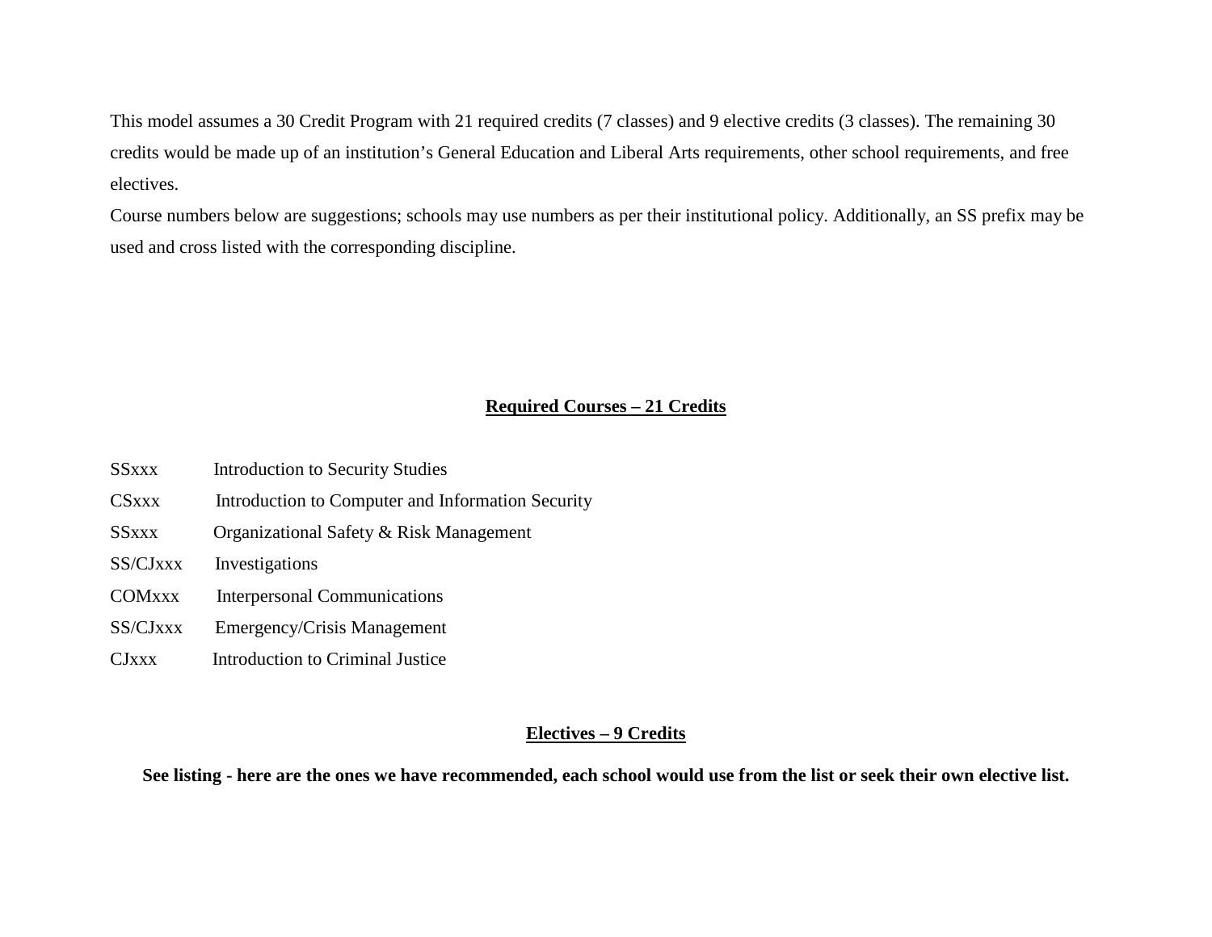This model assumes a 30 Credit Program with 21 required credits (7 classes) and 9 elective credits (3 classes). The remaining 30 credits would be made up of an institution's General Education and Liberal Arts requirements, other school requirements, and free electives.

Course numbers below are suggestions; schools may use numbers as per their institutional policy. Additionally, an SS prefix may be used and cross listed with the corresponding discipline.

## Required Courses – 21 Credits

| | |
|---|---|
| SSxxx | Introduction to Security Studies |
| CSxxx | Introduction to Computer and Information Security |
| SSxxx | Organizational Safety & Risk Management |
| SS/CJxxx | Investigations |
| COMxxx | Interpersonal Communications |
| SS/CJxxx | Emergency/Crisis Management |
| CJxxx | Introduction to Criminal Justice |

## Electives – 9 Credits

**See listing - here are the ones we have recommended, each school would use from the list or seek their own elective list.**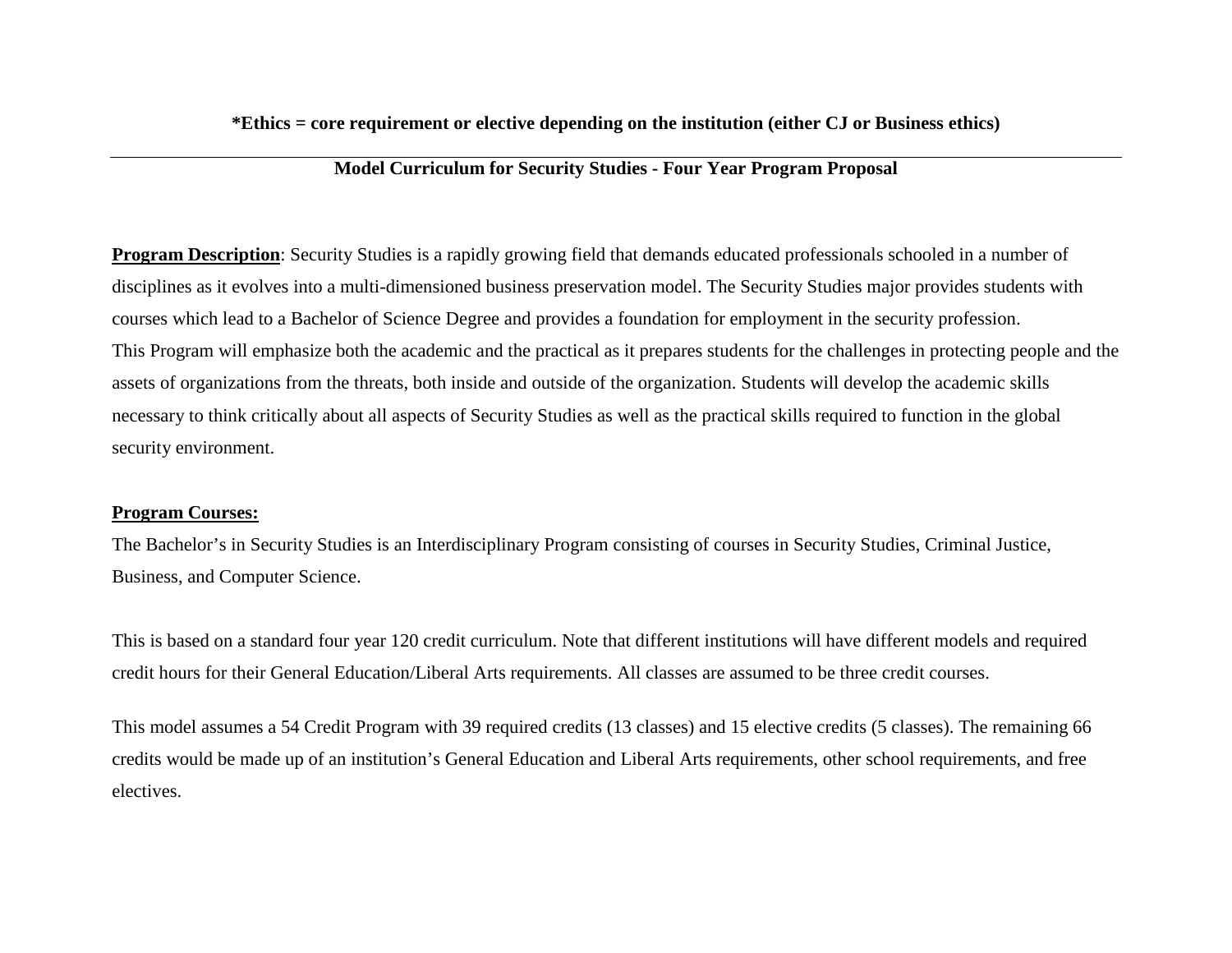**\*Ethics = core requirement or elective depending on the institution (either CJ or Business ethics)**

---

## Model Curriculum for Security Studies - Four Year Program Proposal

**<u>Program Description</u>**: Security Studies is a rapidly growing field that demands educated professionals schooled in a number of disciplines as it evolves into a multi-dimensioned business preservation model. The Security Studies major provides students with courses which lead to a Bachelor of Science Degree and provides a foundation for employment in the security profession.
This Program will emphasize both the academic and the practical as it prepares students for the challenges in protecting people and the assets of organizations from the threats, both inside and outside of the organization. Students will develop the academic skills necessary to think critically about all aspects of Security Studies as well as the practical skills required to function in the global security environment.

**<u>Program Courses:</u>**

The Bachelor's in Security Studies is an Interdisciplinary Program consisting of courses in Security Studies, Criminal Justice, Business, and Computer Science.

This is based on a standard four year 120 credit curriculum. Note that different institutions will have different models and required credit hours for their General Education/Liberal Arts requirements. All classes are assumed to be three credit courses.

This model assumes a 54 Credit Program with 39 required credits (13 classes) and 15 elective credits (5 classes). The remaining 66 credits would be made up of an institution's General Education and Liberal Arts requirements, other school requirements, and free electives.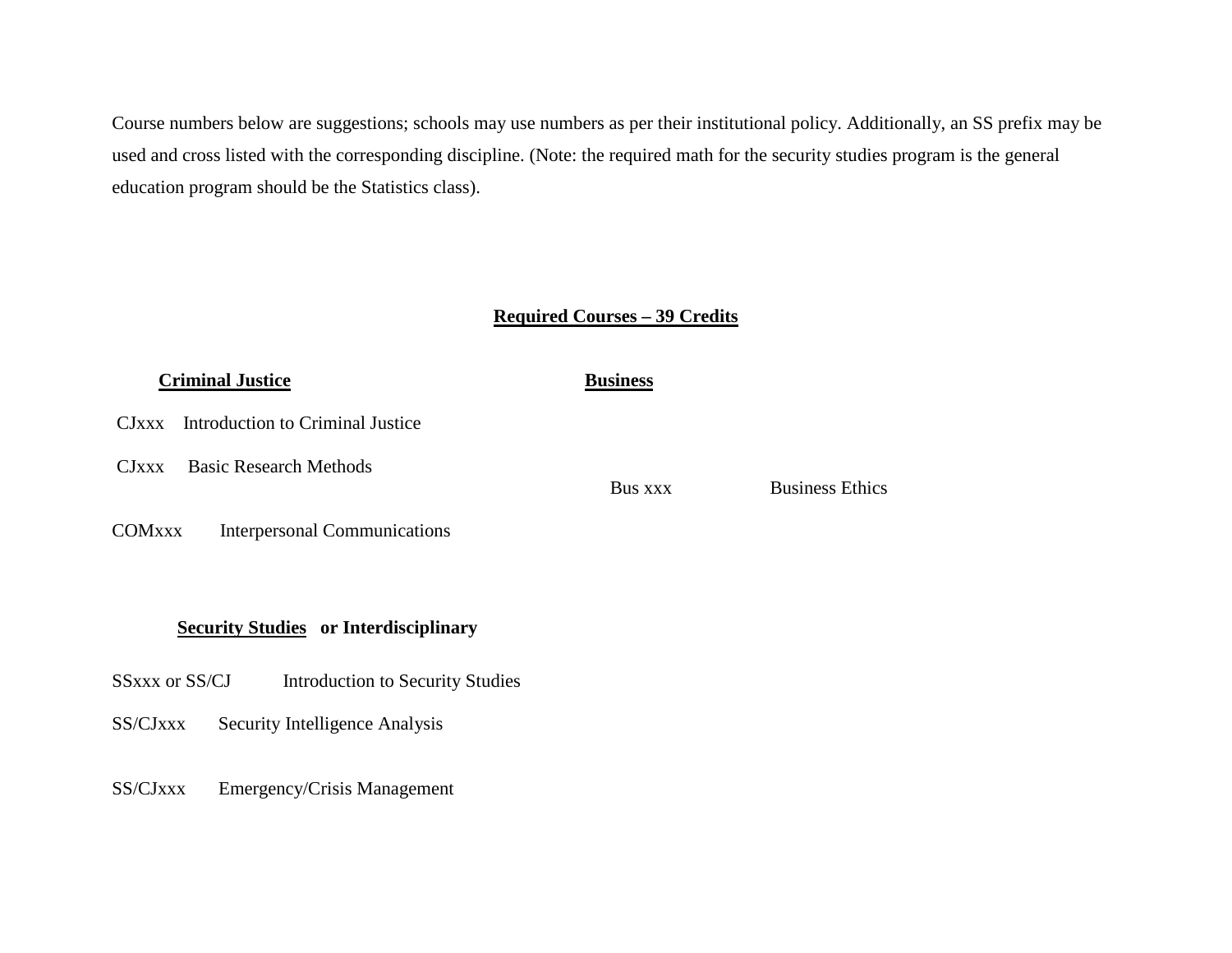Course numbers below are suggestions; schools may use numbers as per their institutional policy. Additionally, an SS prefix may be used and cross listed with the corresponding discipline. (Note: the required math for the security studies program is the general education program should be the Statistics class).

## **Required Courses – 39 Credits**

### **Criminal Justice**

CJxxx Introduction to Criminal Justice

CJxxx Basic Research Methods

COMxxx Interpersonal Communications

### **Business**

Bus xxx Business Ethics

### **Security Studies or Interdisciplinary**

SSxxx or SS/CJ Introduction to Security Studies

SS/CJxxx Security Intelligence Analysis

SS/CJxxx Emergency/Crisis Management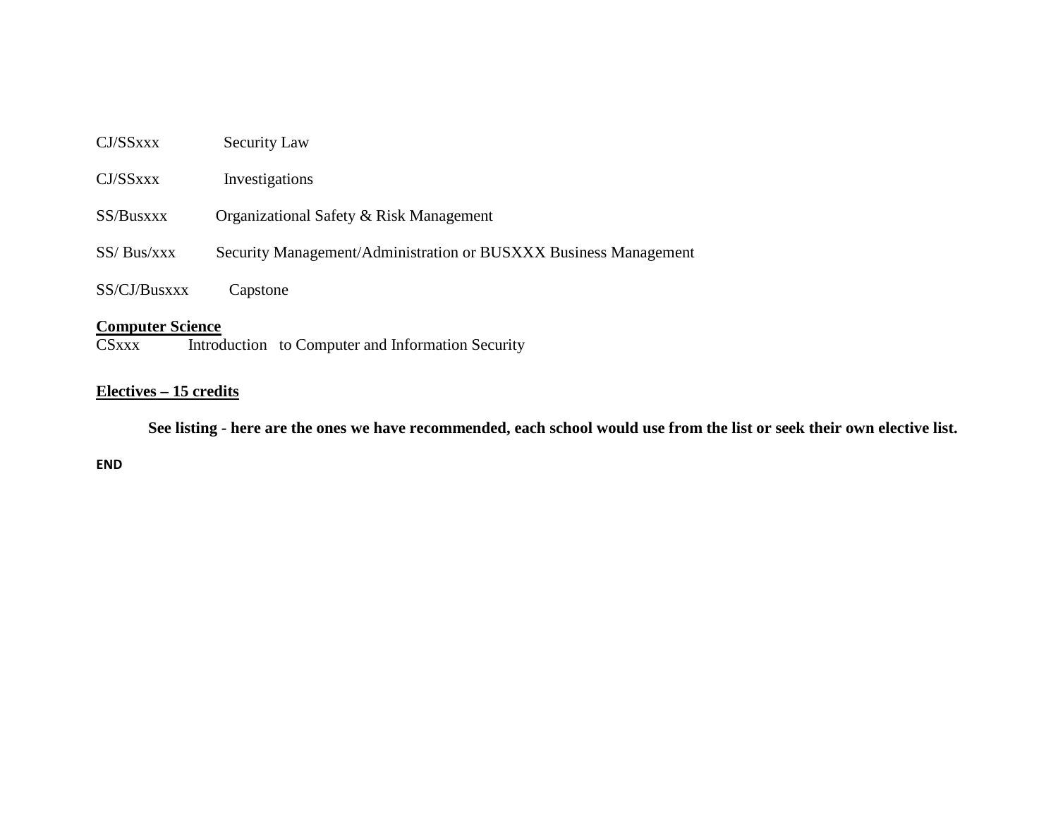CJ/SSxxx Security Law

CJ/SSxxx Investigations

SS/Busxxx Organizational Safety & Risk Management

SS/ Bus/xxx Security Management/Administration or BUSXXX Business Management

SS/CJ/Busxxx Capstone

**Computer Science**

CSxxx Introduction to Computer and Information Security

**Electives – 15 credits**

**See listing - here are the ones we have recommended, each school would use from the list or seek their own elective list.**

**END**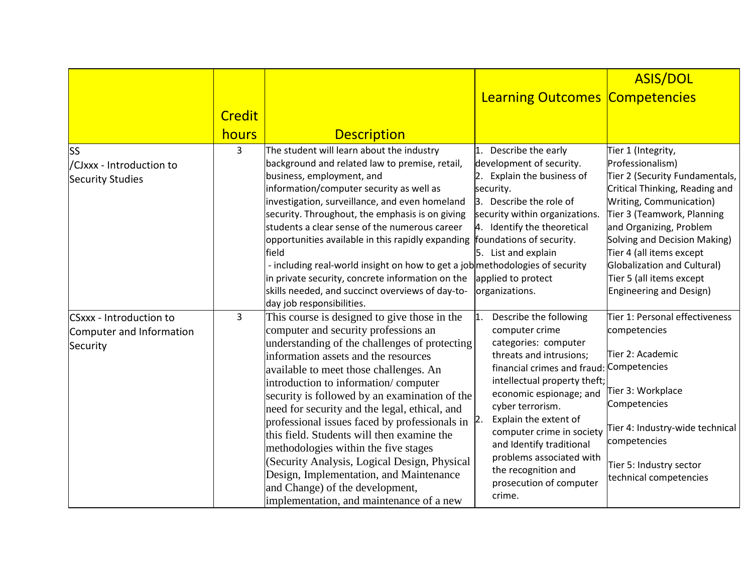| | Credit hours | Description | Learning Outcomes | ASIS/DOL Competencies |
|---|---|---|---|---|
| SS /CJxxx - Introduction to Security Studies | 3 | The student will learn about the industry background and related law to premise, retail, business, employment, and information/computer security as well as investigation, surveillance, and even homeland security. Throughout, the emphasis is on giving students a clear sense of the numerous career opportunities available in this rapidly expanding field - including real-world insight on how to get a job in private security, concrete information on the skills needed, and succinct overviews of day-to-day job responsibilities. | 1. Describe the early development of security.<br>2. Explain the business of security.<br>3. Describe the role of security within organizations.<br>4. Identify the theoretical foundations of security.<br>5. List and explain methodologies of security applied to protect organizations. | Tier 1 (Integrity, Professionalism)<br>Tier 2 (Security Fundamentals, Critical Thinking, Reading and Writing, Communication)<br>Tier 3 (Teamwork, Planning and Organizing, Problem Solving and Decision Making)<br>Tier 4 (all items except Globalization and Cultural)<br>Tier 5 (all items except Engineering and Design) |
| CSxxx - Introduction to Computer and Information Security | 3 | This course is designed to give those in the computer and security professions an understanding of the challenges of protecting information assets and the resources available to meet those challenges. An introduction to information/ computer security is followed by an examination of the need for security and the legal, ethical, and professional issues faced by professionals in this field. Students will then examine the methodologies within the five stages (Security Analysis, Logical Design, Physical Design, Implementation, and Maintenance and Change) of the development, implementation, and maintenance of a new | 1. Describe the following computer crime categories: computer threats and intrusions; financial crimes and fraud: intellectual property theft; economic espionage; and cyber terrorism.<br>2. Explain the extent of computer crime in society and Identify traditional problems associated with the recognition and prosecution of computer crime. | Tier 1: Personal effectiveness competencies<br><br>Tier 2: Academic Competencies<br><br>Tier 3: Workplace Competencies<br><br>Tier 4: Industry-wide technical competencies<br><br>Tier 5: Industry sector technical competencies |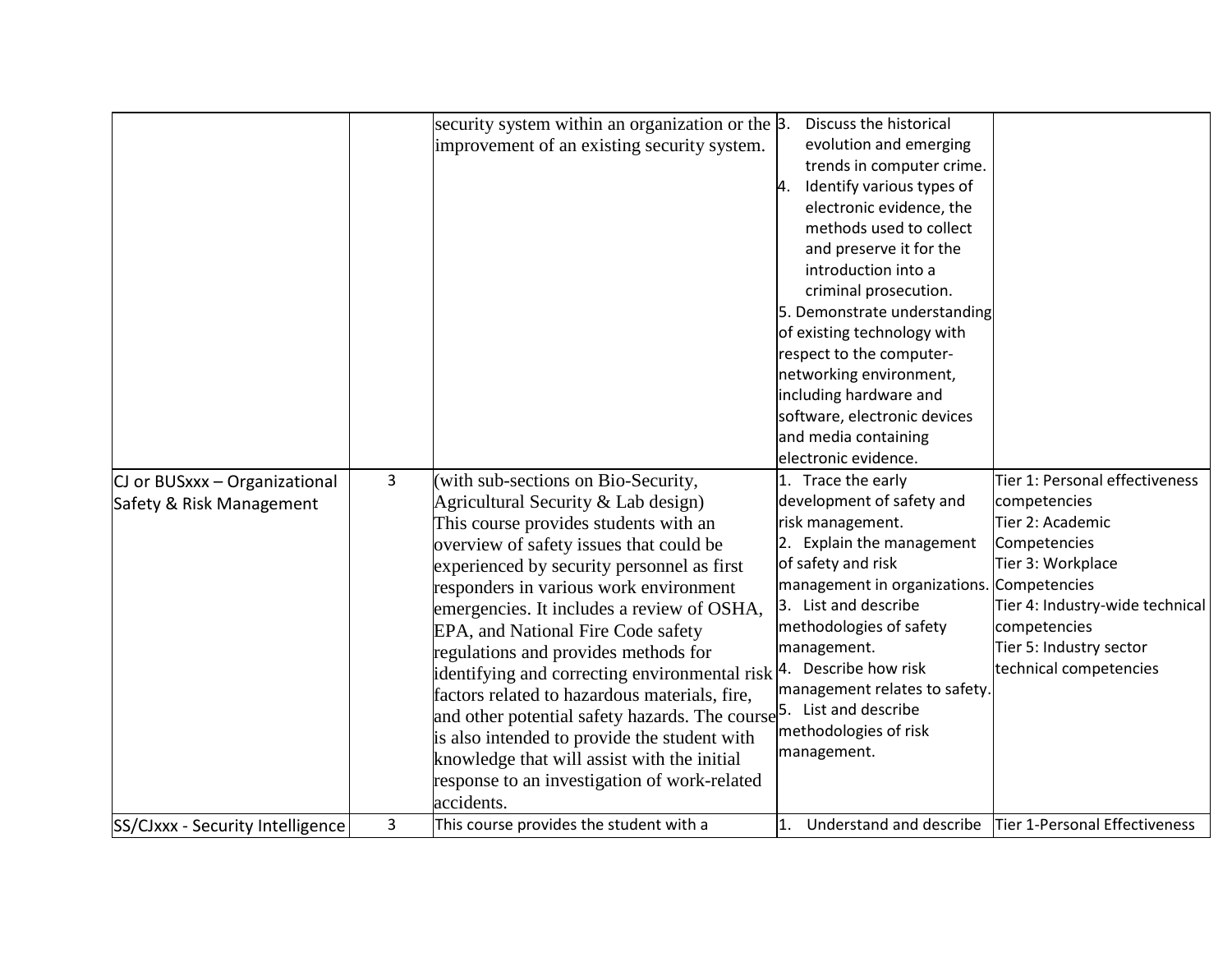| | | | | |
|---|---|---|---|---|
| | | security system within an organization or the improvement of an existing security system. | 3. Discuss the historical evolution and emerging trends in computer crime.<br>4. Identify various types of electronic evidence, the methods used to collect and preserve it for the introduction into a criminal prosecution.<br>5. Demonstrate understanding of existing technology with respect to the computer-networking environment, including hardware and software, electronic devices and media containing electronic evidence. | |
| CJ or BUSxxx – Organizational Safety & Risk Management | 3 | (with sub-sections on Bio-Security, Agricultural Security & Lab design)<br>This course provides students with an overview of safety issues that could be experienced by security personnel as first responders in various work environment emergencies. It includes a review of OSHA, EPA, and National Fire Code safety regulations and provides methods for identifying and correcting environmental risk factors related to hazardous materials, fire, and other potential safety hazards. The course is also intended to provide the student with knowledge that will assist with the initial response to an investigation of work-related accidents. | 1. Trace the early development of safety and risk management.<br>2. Explain the management of safety and risk management in organizations.<br>3. List and describe methodologies of safety management.<br>4. Describe how risk management relates to safety.<br>5. List and describe methodologies of risk management. | Tier 1: Personal effectiveness competencies<br>Tier 2: Academic Competencies<br>Tier 3: Workplace Competencies<br>Tier 4: Industry-wide technical competencies<br>Tier 5: Industry sector technical competencies |
| SS/CJxxx - Security Intelligence | 3 | This course provides the student with a | 1. Understand and describe | Tier 1-Personal Effectiveness |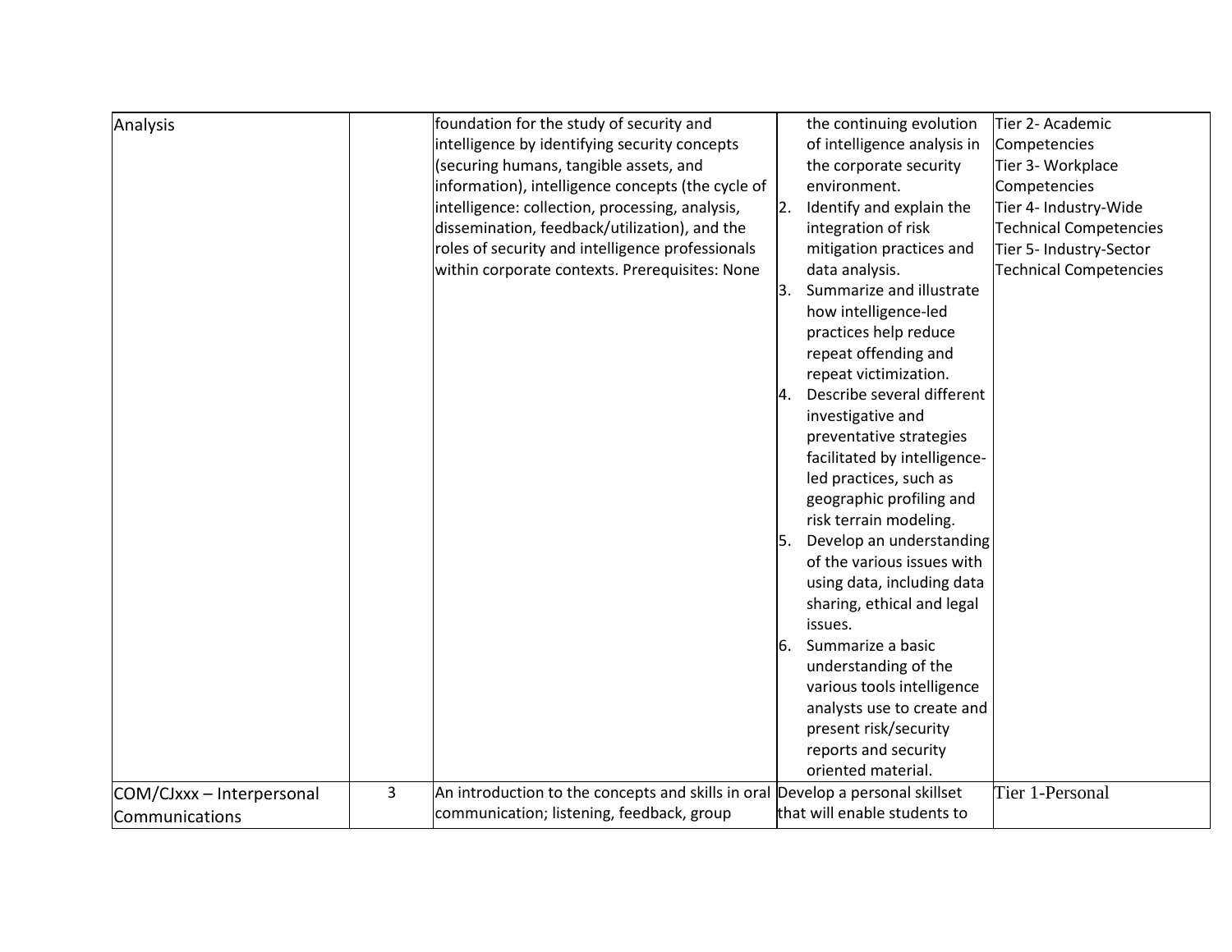| | | | | |
|---|---|---|---|---|
| Analysis | | foundation for the study of security and intelligence by identifying security concepts (securing humans, tangible assets, and information), intelligence concepts (the cycle of intelligence: collection, processing, analysis, dissemination, feedback/utilization), and the roles of security and intelligence professionals within corporate contexts. Prerequisites: None | the continuing evolution of intelligence analysis in the corporate security environment.<br>2. Identify and explain the integration of risk mitigation practices and data analysis.<br>3. Summarize and illustrate how intelligence-led practices help reduce repeat offending and repeat victimization.<br>4. Describe several different investigative and preventative strategies facilitated by intelligence-led practices, such as geographic profiling and risk terrain modeling.<br>5. Develop an understanding of the various issues with using data, including data sharing, ethical and legal issues.<br>6. Summarize a basic understanding of the various tools intelligence analysts use to create and present risk/security reports and security oriented material. | Tier 2- Academic Competencies<br>Tier 3- Workplace Competencies<br>Tier 4- Industry-Wide Technical Competencies<br>Tier 5- Industry-Sector Technical Competencies |
| COM/CJxxx – Interpersonal Communications | 3 | An introduction to the concepts and skills in oral communication; listening, feedback, group | Develop a personal skillset that will enable students to | Tier 1-Personal |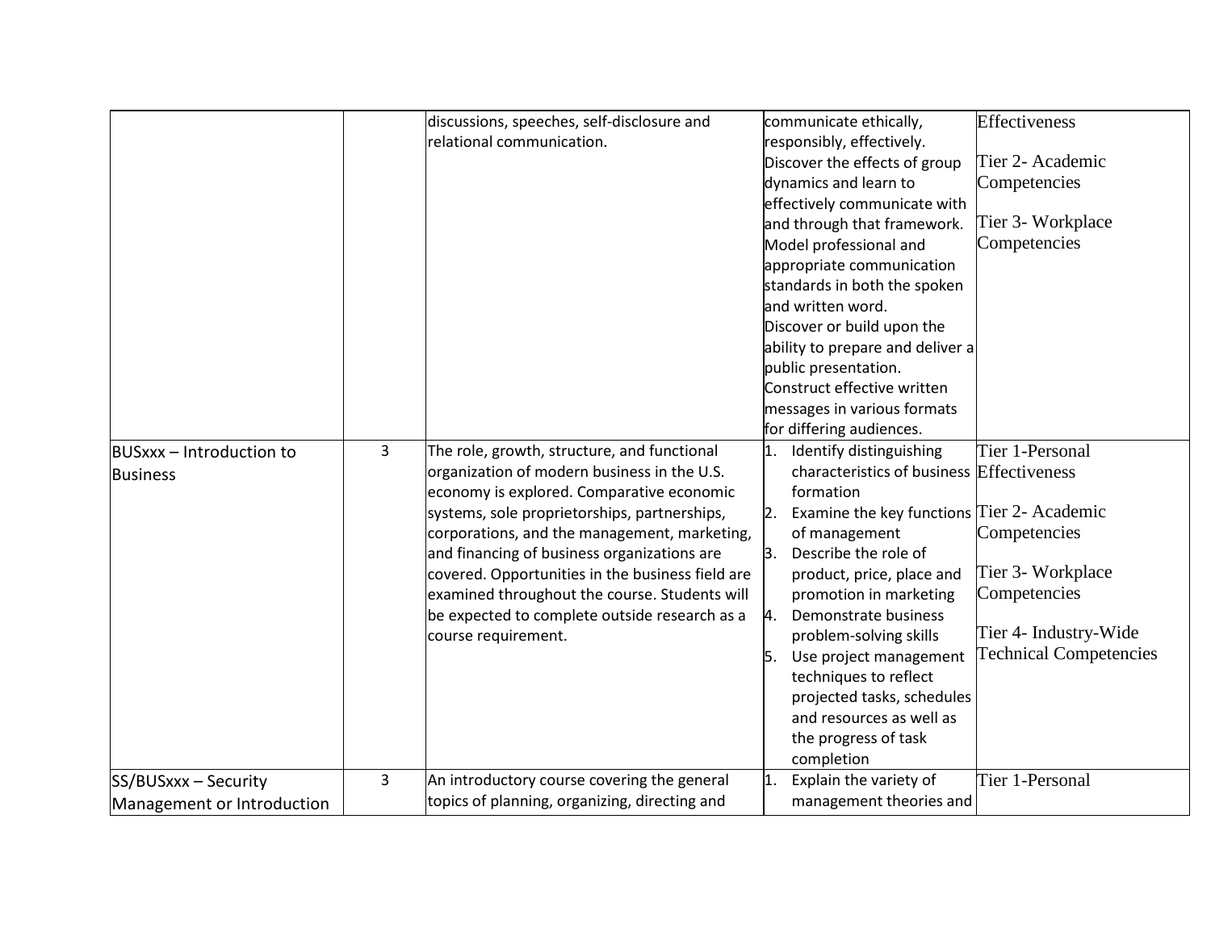| | | | | |
|---|---|---|---|---|
| | | discussions, speeches, self-disclosure and relational communication. | communicate ethically, responsibly, effectively.<br>Discover the effects of group dynamics and learn to effectively communicate with and through that framework.<br>Model professional and appropriate communication standards in both the spoken and written word.<br>Discover or build upon the ability to prepare and deliver a public presentation.<br>Construct effective written messages in various formats for differing audiences. | Effectiveness<br><br>Tier 2- Academic Competencies<br><br>Tier 3- Workplace Competencies |
| BUSxxx – Introduction to Business | 3 | The role, growth, structure, and functional organization of modern business in the U.S. economy is explored. Comparative economic systems, sole proprietorships, partnerships, corporations, and the management, marketing, and financing of business organizations are covered. Opportunities in the business field are examined throughout the course. Students will be expected to complete outside research as a course requirement. | 1. Identify distinguishing characteristics of business formation<br>2. Examine the key functions of management<br>3. Describe the role of product, price, place and promotion in marketing<br>4. Demonstrate business problem-solving skills<br>5. Use project management techniques to reflect projected tasks, schedules and resources as well as the progress of task completion | Tier 1-Personal Effectiveness<br><br>Tier 2- Academic Competencies<br><br>Tier 3- Workplace Competencies<br><br>Tier 4- Industry-Wide Technical Competencies |
| SS/BUSxxx – Security Management or Introduction | 3 | An introductory course covering the general topics of planning, organizing, directing and | 1. Explain the variety of management theories and | Tier 1-Personal |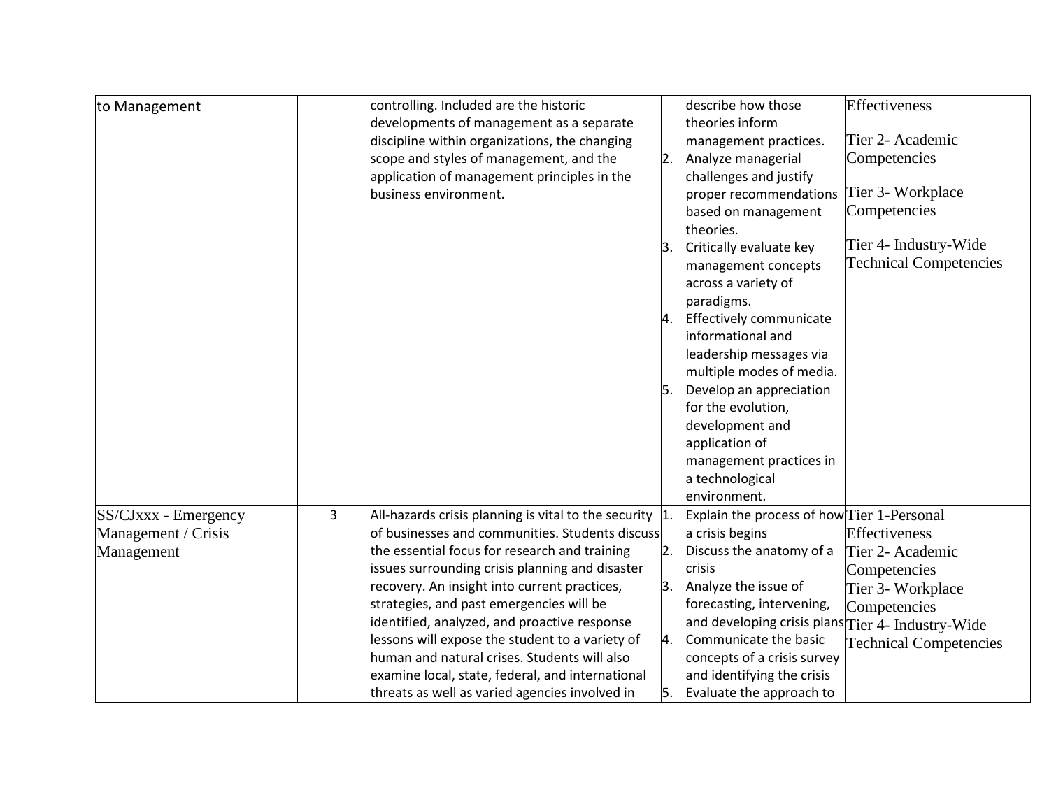| | | | | |
|---|---|---|---|---|
| to Management | | controlling. Included are the historic developments of management as a separate discipline within organizations, the changing scope and styles of management, and the application of management principles in the business environment. | describe how those theories inform management practices.<br>2. Analyze managerial challenges and justify proper recommendations based on management theories.<br>3. Critically evaluate key management concepts across a variety of paradigms.<br>4. Effectively communicate informational and leadership messages via multiple modes of media.<br>5. Develop an appreciation for the evolution, development and application of management practices in a technological environment. | Effectiveness<br><br>Tier 2- Academic Competencies<br><br>Tier 3- Workplace Competencies<br><br>Tier 4- Industry-Wide Technical Competencies |
| SS/CJxxx - Emergency Management / Crisis Management | 3 | All-hazards crisis planning is vital to the security of businesses and communities. Students discuss the essential focus for research and training issues surrounding crisis planning and disaster recovery. An insight into current practices, strategies, and past emergencies will be identified, analyzed, and proactive response lessons will expose the student to a variety of human and natural crises. Students will also examine local, state, federal, and international threats as well as varied agencies involved in | 1. Explain the process of how a crisis begins<br>2. Discuss the anatomy of a crisis<br>3. Analyze the issue of forecasting, intervening, and developing crisis plans<br>4. Communicate the basic concepts of a crisis survey and identifying the crisis<br>5. Evaluate the approach to | Tier 1-Personal Effectiveness<br>Tier 2- Academic Competencies<br>Tier 3- Workplace Competencies<br>Tier 4- Industry-Wide Technical Competencies |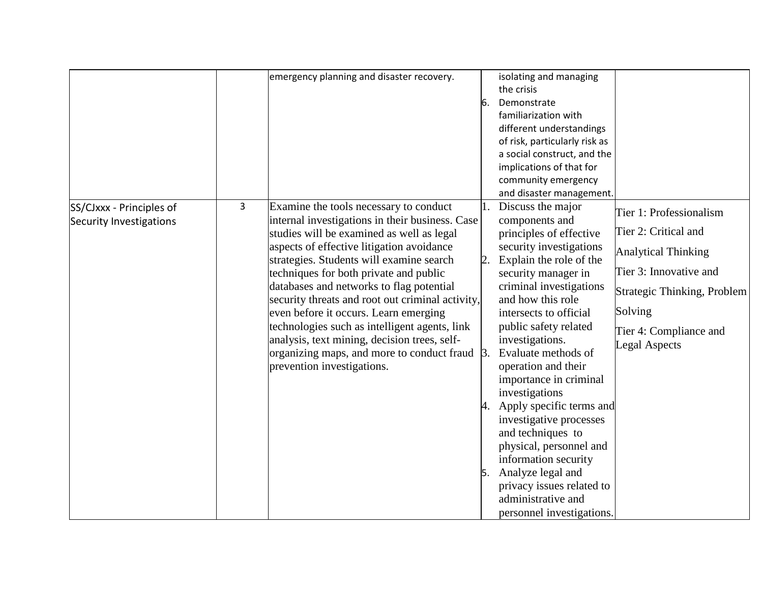| | | | | |
|---|---|---|---|---|
| | | emergency planning and disaster recovery. | isolating and managing the crisis<br>6. Demonstrate familiarization with different understandings of risk, particularly risk as a social construct, and the implications of that for community emergency and disaster management. | |
| SS/CJxxx - Principles of Security Investigations | 3 | Examine the tools necessary to conduct internal investigations in their business. Case studies will be examined as well as legal aspects of effective litigation avoidance strategies. Students will examine search techniques for both private and public databases and networks to flag potential security threats and root out criminal activity, even before it occurs. Learn emerging technologies such as intelligent agents, link analysis, text mining, decision trees, self-organizing maps, and more to conduct fraud prevention investigations. | 1. Discuss the major components and principles of effective security investigations<br>2. Explain the role of the security manager in criminal investigations and how this role intersects to official public safety related investigations.<br>3. Evaluate methods of operation and their importance in criminal investigations<br>4. Apply specific terms and investigative processes and techniques to physical, personnel and information security<br>5. Analyze legal and privacy issues related to administrative and personnel investigations. | Tier 1: Professionalism<br>Tier 2: Critical and Analytical Thinking<br>Tier 3: Innovative and Strategic Thinking, Problem Solving<br>Tier 4: Compliance and Legal Aspects |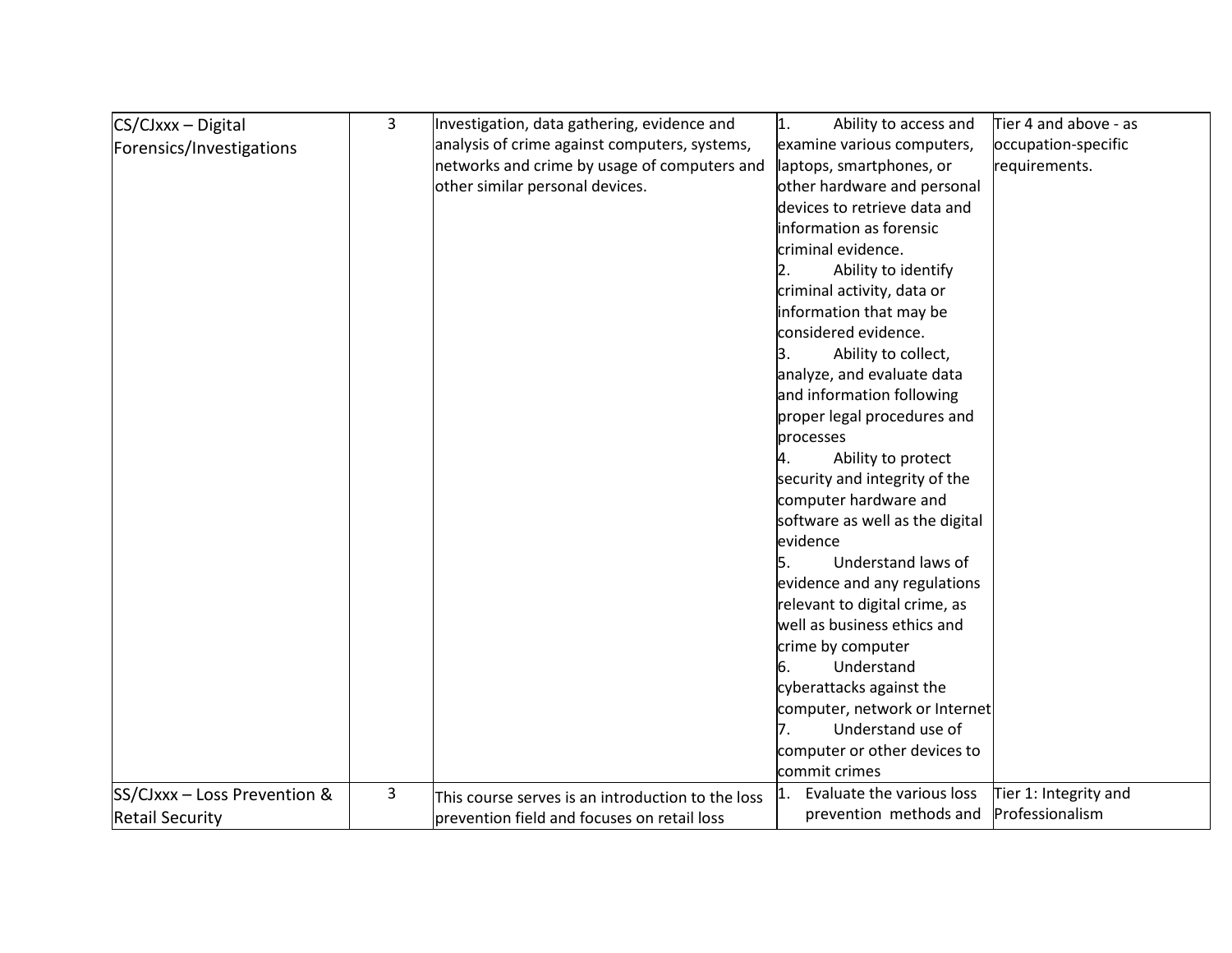| CS/CJxxx – Digital Forensics/Investigations | 3 | Investigation, data gathering, evidence and analysis of crime against computers, systems, networks and crime by usage of computers and other similar personal devices. | 1. Ability to access and examine various computers, laptops, smartphones, or other hardware and personal devices to retrieve data and information as forensic criminal evidence.<br>2. Ability to identify criminal activity, data or information that may be considered evidence.<br>3. Ability to collect, analyze, and evaluate data and information following proper legal procedures and processes<br>4. Ability to protect security and integrity of the computer hardware and software as well as the digital evidence<br>5. Understand laws of evidence and any regulations relevant to digital crime, as well as business ethics and crime by computer<br>6. Understand cyberattacks against the computer, network or Internet<br>7. Understand use of computer or other devices to commit crimes | Tier 4 and above - as occupation-specific requirements. |
|---|---|---|---|---|
| SS/CJxxx – Loss Prevention & Retail Security | 3 | This course serves is an introduction to the loss prevention field and focuses on retail loss | 1. Evaluate the various loss prevention methods and | Tier 1: Integrity and Professionalism |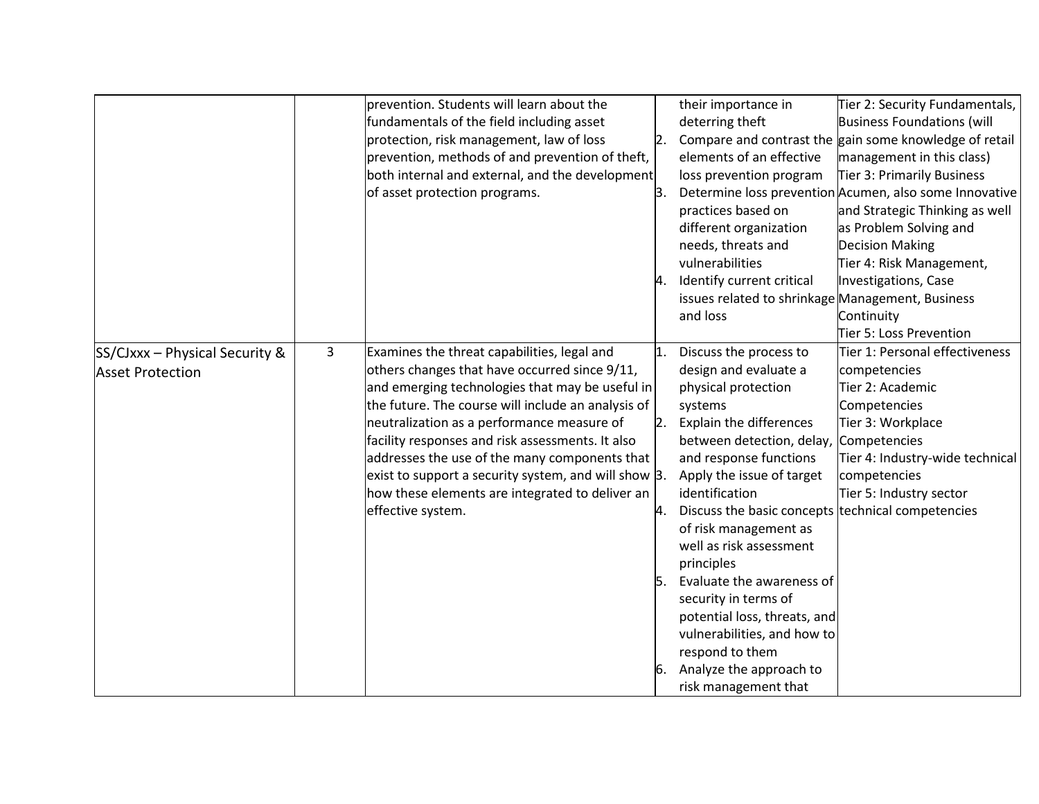| | | | | |
|---|---|---|---|---|
| | | prevention. Students will learn about the fundamentals of the field including asset protection, risk management, law of loss prevention, methods of and prevention of theft, both internal and external, and the development of asset protection programs. | their importance in deterring theft<br>2. Compare and contrast the elements of an effective loss prevention program<br>3. Determine loss prevention practices based on different organization needs, threats and vulnerabilities<br>4. Identify current critical issues related to shrinkage and loss | Tier 2: Security Fundamentals, Business Foundations (will gain some knowledge of retail management in this class)<br>Tier 3: Primarily Business Acumen, also some Innovative and Strategic Thinking as well as Problem Solving and Decision Making<br>Tier 4: Risk Management, Investigations, Case Management, Business Continuity<br>Tier 5: Loss Prevention |
| SS/CJxxx – Physical Security & Asset Protection | 3 | Examines the threat capabilities, legal and others changes that have occurred since 9/11, and emerging technologies that may be useful in the future. The course will include an analysis of neutralization as a performance measure of facility responses and risk assessments. It also addresses the use of the many components that exist to support a security system, and will show how these elements are integrated to deliver an effective system. | 1. Discuss the process to design and evaluate a physical protection systems<br>2. Explain the differences between detection, delay, and response functions<br>3. Apply the issue of target identification<br>4. Discuss the basic concepts of risk management as well as risk assessment principles<br>5. Evaluate the awareness of security in terms of potential loss, threats, and vulnerabilities, and how to respond to them<br>6. Analyze the approach to risk management that | Tier 1: Personal effectiveness competencies<br>Tier 2: Academic Competencies<br>Tier 3: Workplace Competencies<br>Tier 4: Industry-wide technical competencies<br>Tier 5: Industry sector technical competencies |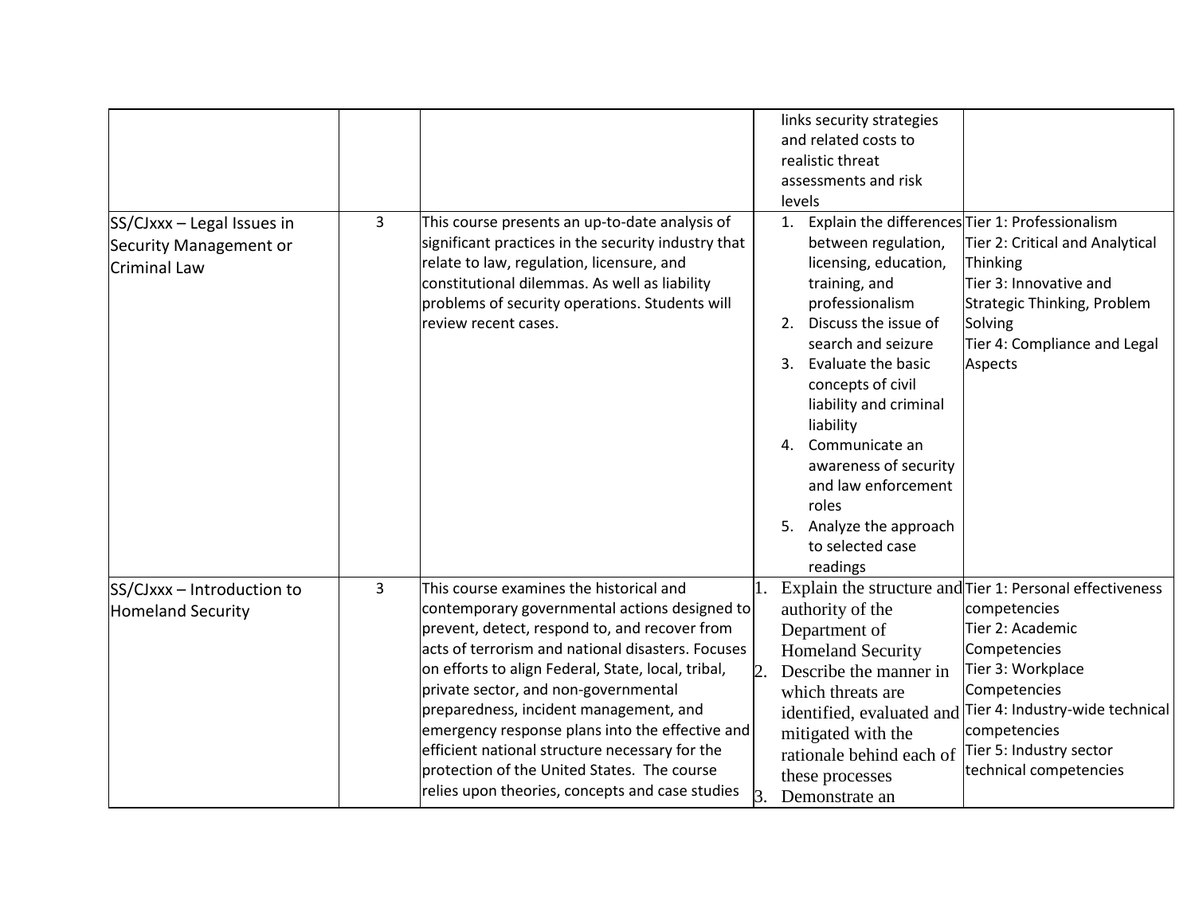| | | | | |
|---|---|---|---|---|
| | | | links security strategies and related costs to realistic threat assessments and risk levels | |
| SS/CJxxx – Legal Issues in Security Management or Criminal Law | 3 | This course presents an up-to-date analysis of significant practices in the security industry that relate to law, regulation, licensure, and constitutional dilemmas. As well as liability problems of security operations. Students will review recent cases. | 1. Explain the differences between regulation, licensing, education, training, and professionalism<br>2. Discuss the issue of search and seizure<br>3. Evaluate the basic concepts of civil liability and criminal liability<br>4. Communicate an awareness of security and law enforcement roles<br>5. Analyze the approach to selected case readings | Tier 1: Professionalism<br>Tier 2: Critical and Analytical Thinking<br>Tier 3: Innovative and Strategic Thinking, Problem Solving<br>Tier 4: Compliance and Legal Aspects |
| SS/CJxxx – Introduction to Homeland Security | 3 | This course examines the historical and contemporary governmental actions designed to prevent, detect, respond to, and recover from acts of terrorism and national disasters. Focuses on efforts to align Federal, State, local, tribal, private sector, and non-governmental preparedness, incident management, and emergency response plans into the effective and efficient national structure necessary for the protection of the United States. The course relies upon theories, concepts and case studies | 1. Explain the structure and authority of the Department of Homeland Security<br>2. Describe the manner in which threats are identified, evaluated and mitigated with the rationale behind each of these processes<br>3. Demonstrate an | Tier 1: Personal effectiveness competencies<br>Tier 2: Academic Competencies<br>Tier 3: Workplace Competencies<br>Tier 4: Industry-wide technical competencies<br>Tier 5: Industry sector technical competencies |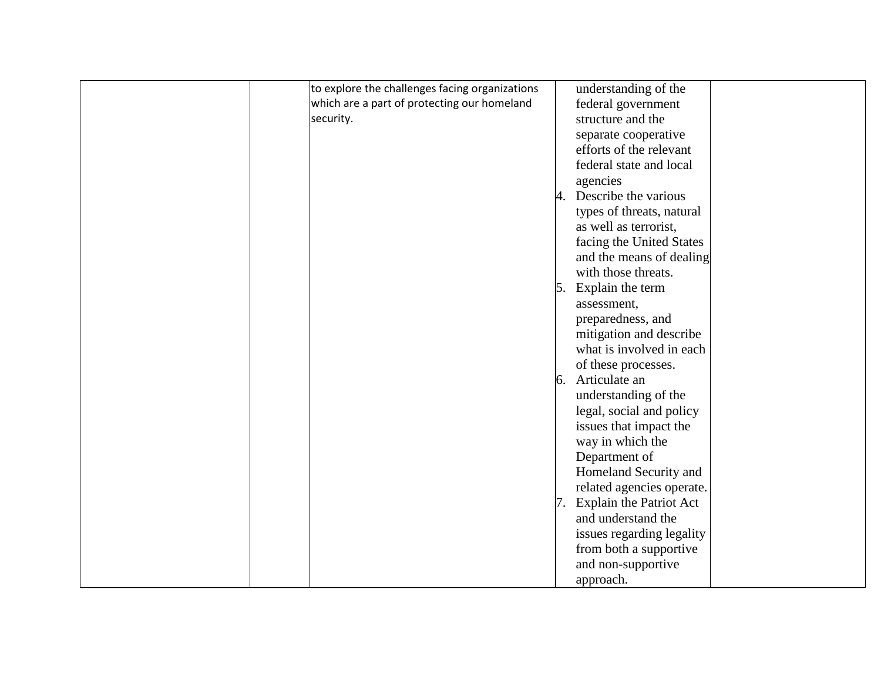|  |  |  |  |  |
|---|---|---|---|---|
|  |  | to explore the challenges facing organizations which are a part of protecting our homeland security. | understanding of the federal government structure and the separate cooperative efforts of the relevant federal state and local agencies<br>4. Describe the various types of threats, natural as well as terrorist, facing the United States and the means of dealing with those threats.<br>5. Explain the term assessment, preparedness, and mitigation and describe what is involved in each of these processes.<br>6. Articulate an understanding of the legal, social and policy issues that impact the way in which the Department of Homeland Security and related agencies operate.<br>7. Explain the Patriot Act and understand the issues regarding legality from both a supportive and non-supportive approach. |  |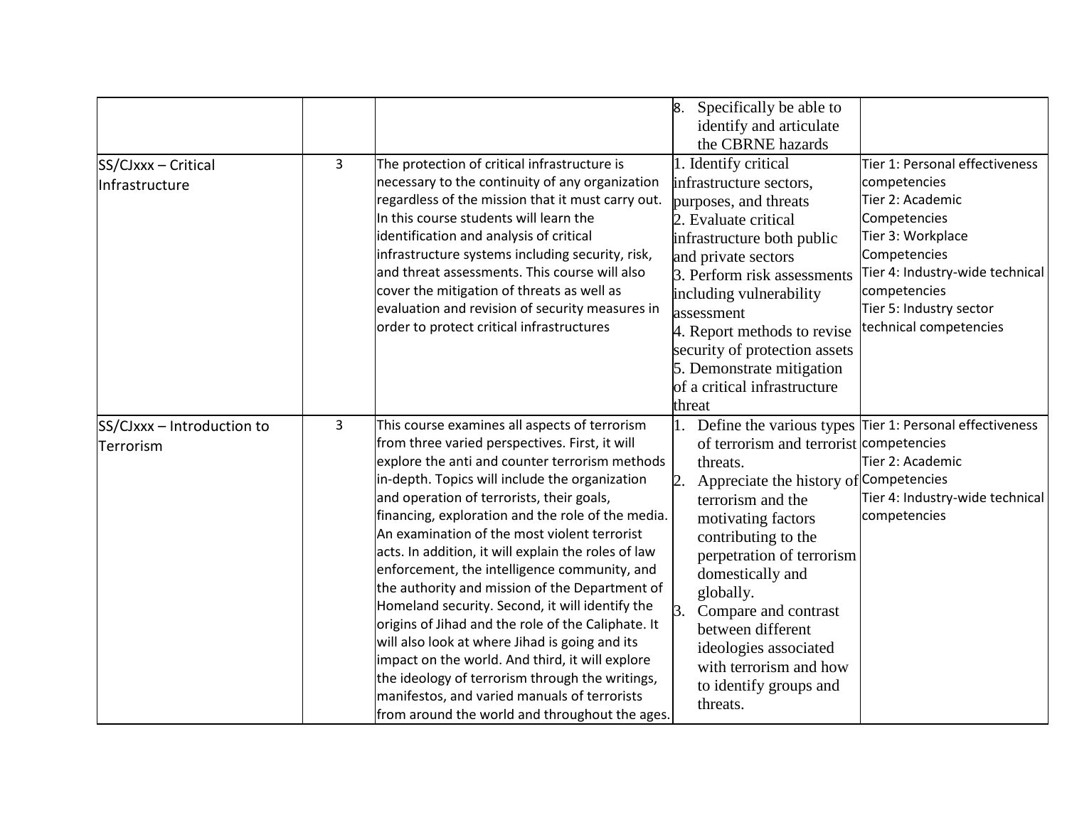| | | | | |
|---|---|---|---|---|
| | | | 8. Specifically be able to identify and articulate the CBRNE hazards | |
| SS/CJxxx – Critical Infrastructure | 3 | The protection of critical infrastructure is necessary to the continuity of any organization regardless of the mission that it must carry out. In this course students will learn the identification and analysis of critical infrastructure systems including security, risk, and threat assessments. This course will also cover the mitigation of threats as well as evaluation and revision of security measures in order to protect critical infrastructures | 1. Identify critical infrastructure sectors, purposes, and threats<br>2. Evaluate critical infrastructure both public and private sectors<br>3. Perform risk assessments including vulnerability assessment<br>4. Report methods to revise security of protection assets<br>5. Demonstrate mitigation of a critical infrastructure threat | Tier 1: Personal effectiveness competencies<br>Tier 2: Academic Competencies<br>Tier 3: Workplace Competencies<br>Tier 4: Industry-wide technical competencies<br>Tier 5: Industry sector technical competencies |
| SS/CJxxx – Introduction to Terrorism | 3 | This course examines all aspects of terrorism from three varied perspectives. First, it will explore the anti and counter terrorism methods in-depth. Topics will include the organization and operation of terrorists, their goals, financing, exploration and the role of the media. An examination of the most violent terrorist acts. In addition, it will explain the roles of law enforcement, the intelligence community, and the authority and mission of the Department of Homeland security. Second, it will identify the origins of Jihad and the role of the Caliphate. It will also look at where Jihad is going and its impact on the world. And third, it will explore the ideology of terrorism through the writings, manifestos, and varied manuals of terrorists from around the world and throughout the ages. | 1. Define the various types of terrorism and terrorist threats.<br>2. Appreciate the history of terrorism and the motivating factors contributing to the perpetration of terrorism domestically and globally.<br>3. Compare and contrast between different ideologies associated with terrorism and how to identify groups and threats. | Tier 1: Personal effectiveness competencies<br>Tier 2: Academic Competencies<br>Tier 4: Industry-wide technical competencies |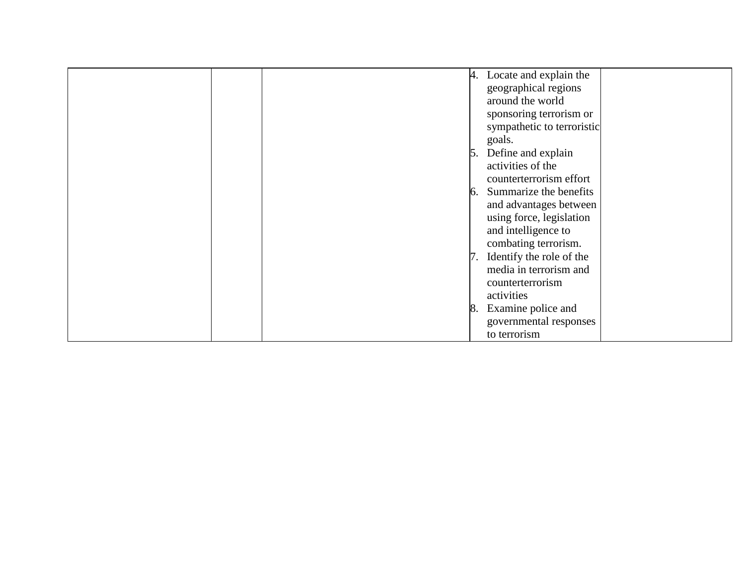| | | | | |
|---|---|---|---|---|
| | | | 4. Locate and explain the geographical regions around the world sponsoring terrorism or sympathetic to terroristic goals.<br>5. Define and explain activities of the counterterrorism effort<br>6. Summarize the benefits and advantages between using force, legislation and intelligence to combating terrorism.<br>7. Identify the role of the media in terrorism and counterterrorism activities<br>8. Examine police and governmental responses to terrorism | |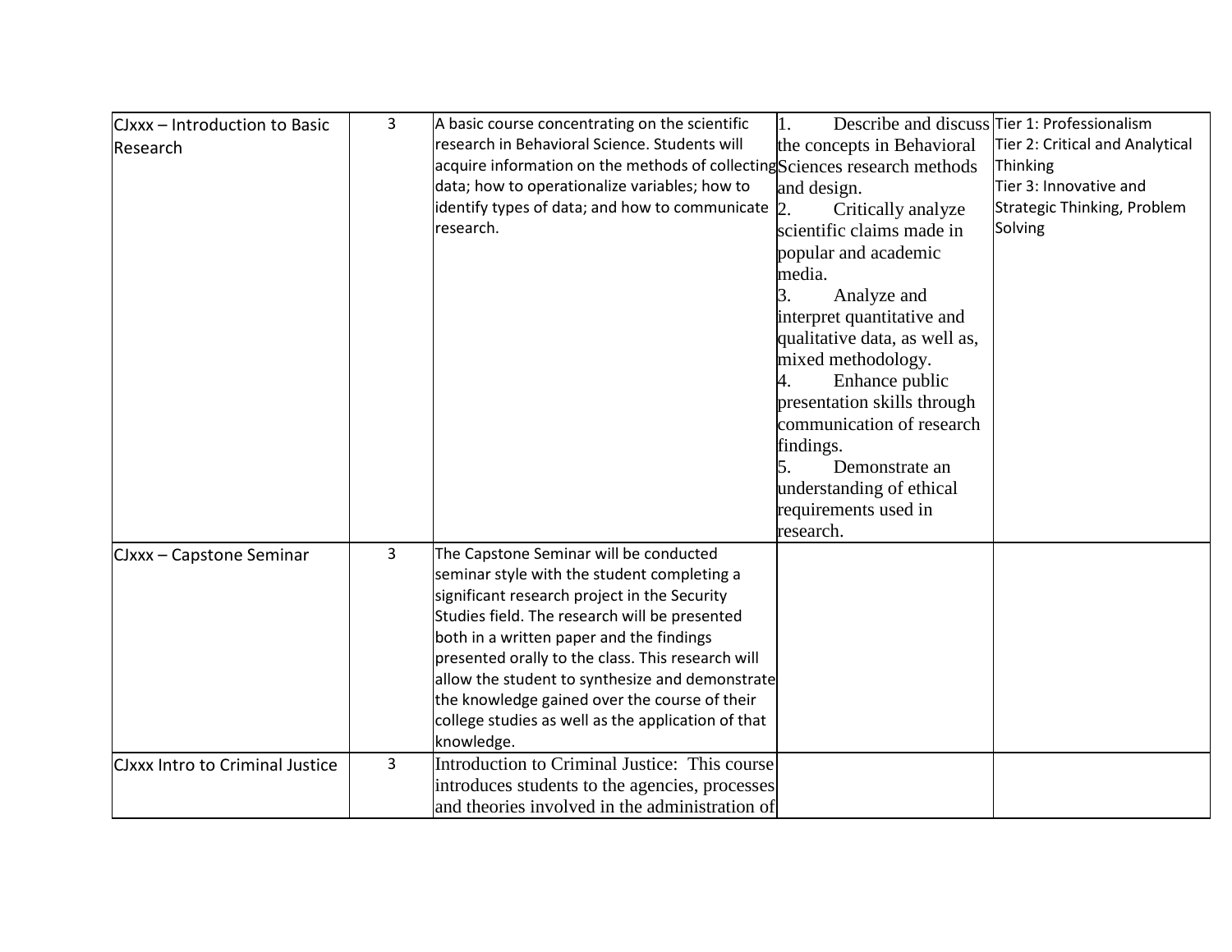| CJxxx – Introduction to Basic Research | 3 | A basic course concentrating on the scientific research in Behavioral Science. Students will acquire information on the methods of collecting data; how to operationalize variables; how to identify types of data; and how to communicate research. | 1. Describe and discuss the concepts in Behavioral Sciences research methods and design.<br>2. Critically analyze scientific claims made in popular and academic media.<br>3. Analyze and interpret quantitative and qualitative data, as well as, mixed methodology.<br>4. Enhance public presentation skills through communication of research findings.<br>5. Demonstrate an understanding of ethical requirements used in research. | Tier 1: Professionalism<br>Tier 2: Critical and Analytical Thinking<br>Tier 3: Innovative and Strategic Thinking, Problem Solving |
|---|---|---|---|---|
| CJxxx – Capstone Seminar | 3 | The Capstone Seminar will be conducted seminar style with the student completing a significant research project in the Security Studies field. The research will be presented both in a written paper and the findings presented orally to the class. This research will allow the student to synthesize and demonstrate the knowledge gained over the course of their college studies as well as the application of that knowledge. | | |
| CJxxx Intro to Criminal Justice | 3 | Introduction to Criminal Justice: This course introduces students to the agencies, processes and theories involved in the administration of | | |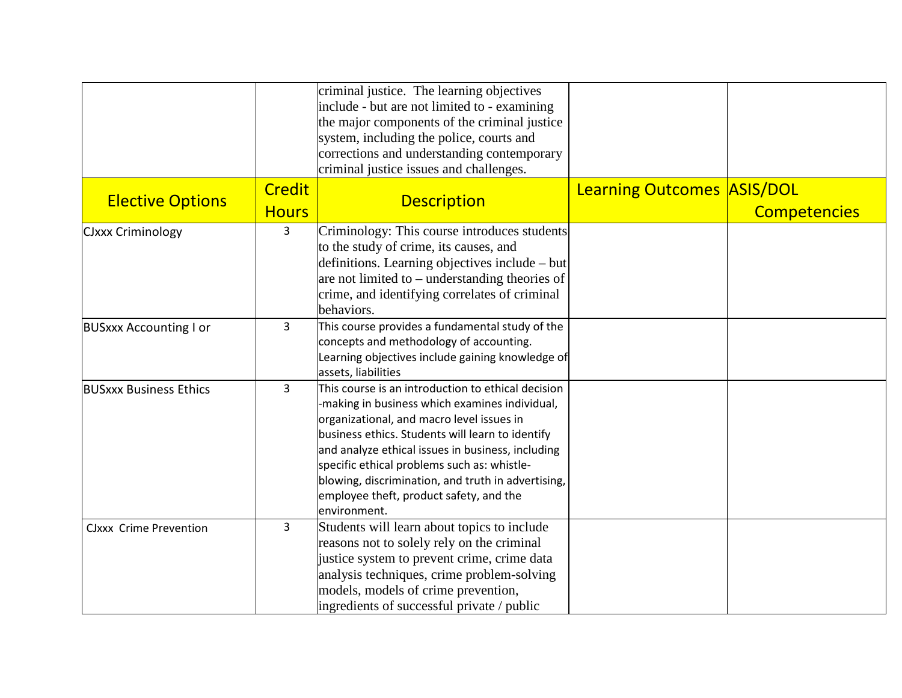| | | | | |
|---|---|---|---|---|
| | | criminal justice. The learning objectives include - but are not limited to - examining the major components of the criminal justice system, including the police, courts and corrections and understanding contemporary criminal justice issues and challenges. | | |
| **Elective Options** | **Credit Hours** | **Description** | **Learning Outcomes** | **ASIS/DOL Competencies** |
| CJxxx Criminology | 3 | Criminology: This course introduces students to the study of crime, its causes, and definitions. Learning objectives include – but are not limited to – understanding theories of crime, and identifying correlates of criminal behaviors. | | |
| BUSxxx Accounting I or | 3 | This course provides a fundamental study of the concepts and methodology of accounting. Learning objectives include gaining knowledge of assets, liabilities | | |
| BUSxxx Business Ethics | 3 | This course is an introduction to ethical decision -making in business which examines individual, organizational, and macro level issues in business ethics. Students will learn to identify and analyze ethical issues in business, including specific ethical problems such as: whistle-blowing, discrimination, and truth in advertising, employee theft, product safety, and the environment. | | |
| CJxxx Crime Prevention | 3 | Students will learn about topics to include reasons not to solely rely on the criminal justice system to prevent crime, crime data analysis techniques, crime problem-solving models, models of crime prevention, ingredients of successful private / public | | |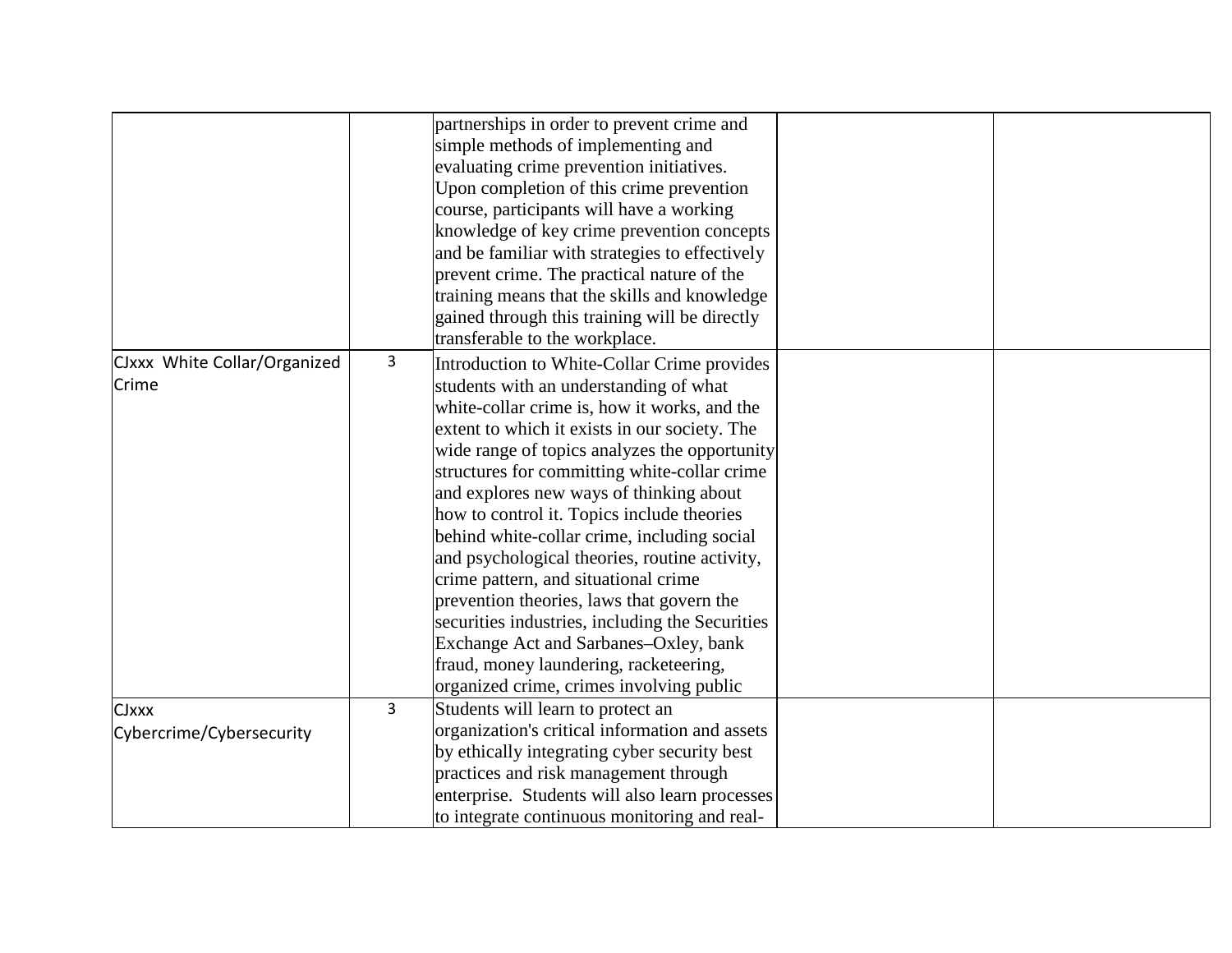| | | | | |
|---|---|---|---|---|
| | | partnerships in order to prevent crime and simple methods of implementing and evaluating crime prevention initiatives. Upon completion of this crime prevention course, participants will have a working knowledge of key crime prevention concepts and be familiar with strategies to effectively prevent crime. The practical nature of the training means that the skills and knowledge gained through this training will be directly transferable to the workplace. | | |
| CJxxx White Collar/Organized Crime | 3 | Introduction to White-Collar Crime provides students with an understanding of what white-collar crime is, how it works, and the extent to which it exists in our society. The wide range of topics analyzes the opportunity structures for committing white-collar crime and explores new ways of thinking about how to control it. Topics include theories behind white-collar crime, including social and psychological theories, routine activity, crime pattern, and situational crime prevention theories, laws that govern the securities industries, including the Securities Exchange Act and Sarbanes–Oxley, bank fraud, money laundering, racketeering, organized crime, crimes involving public | | |
| CJxxx Cybercrime/Cybersecurity | 3 | Students will learn to protect an organization's critical information and assets by ethically integrating cyber security best practices and risk management through enterprise. Students will also learn processes to integrate continuous monitoring and real- | | |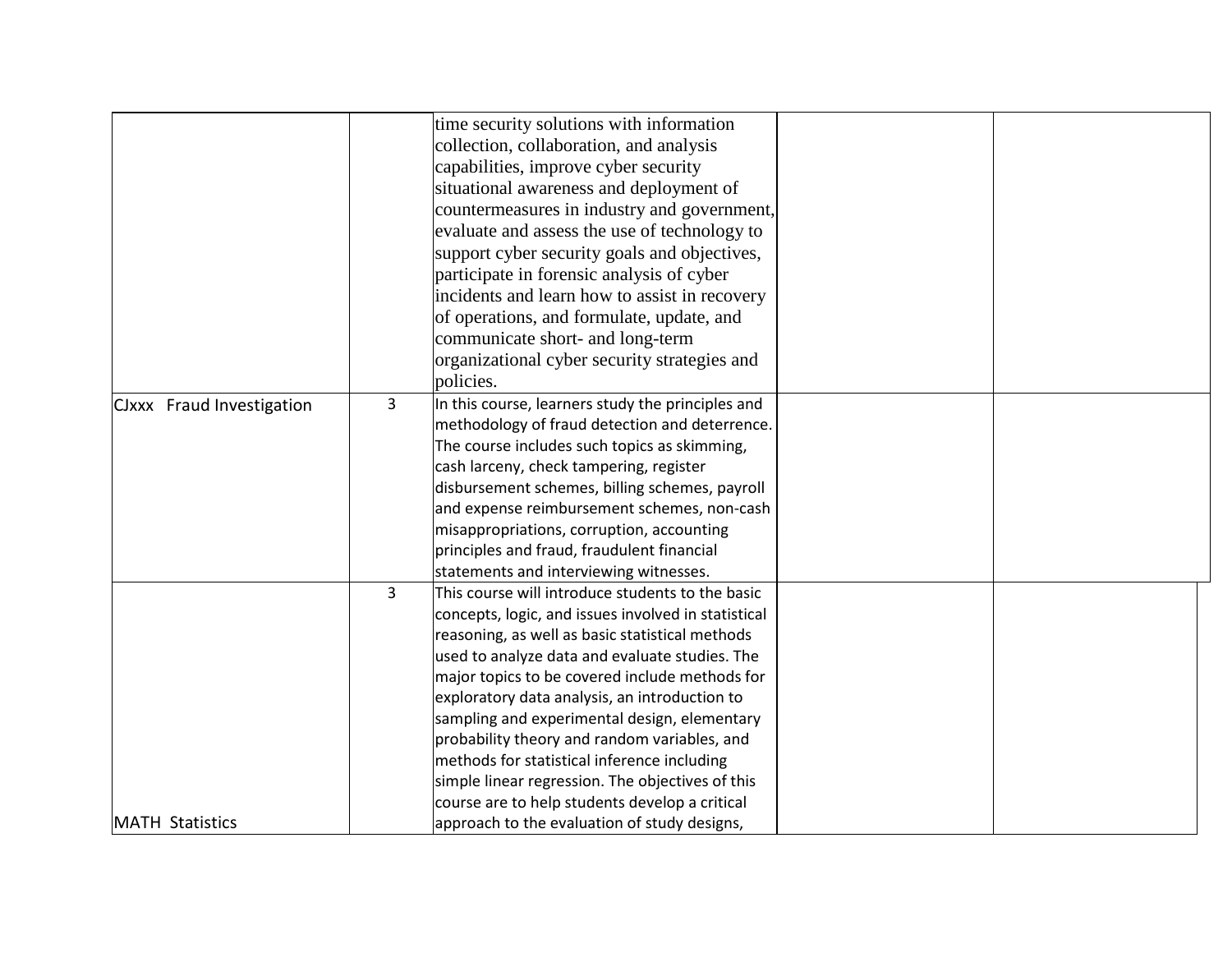| | | | | |
|---|---|---|---|---|
| | | time security solutions with information collection, collaboration, and analysis capabilities, improve cyber security situational awareness and deployment of countermeasures in industry and government, evaluate and assess the use of technology to support cyber security goals and objectives, participate in forensic analysis of cyber incidents and learn how to assist in recovery of operations, and formulate, update, and communicate short- and long-term organizational cyber security strategies and policies. | | |
| CJxxx Fraud Investigation | 3 | In this course, learners study the principles and methodology of fraud detection and deterrence. The course includes such topics as skimming, cash larceny, check tampering, register disbursement schemes, billing schemes, payroll and expense reimbursement schemes, non-cash misappropriations, corruption, accounting principles and fraud, fraudulent financial statements and interviewing witnesses. | | |
| MATH Statistics | 3 | This course will introduce students to the basic concepts, logic, and issues involved in statistical reasoning, as well as basic statistical methods used to analyze data and evaluate studies. The major topics to be covered include methods for exploratory data analysis, an introduction to sampling and experimental design, elementary probability theory and random variables, and methods for statistical inference including simple linear regression. The objectives of this course are to help students develop a critical approach to the evaluation of study designs, | | |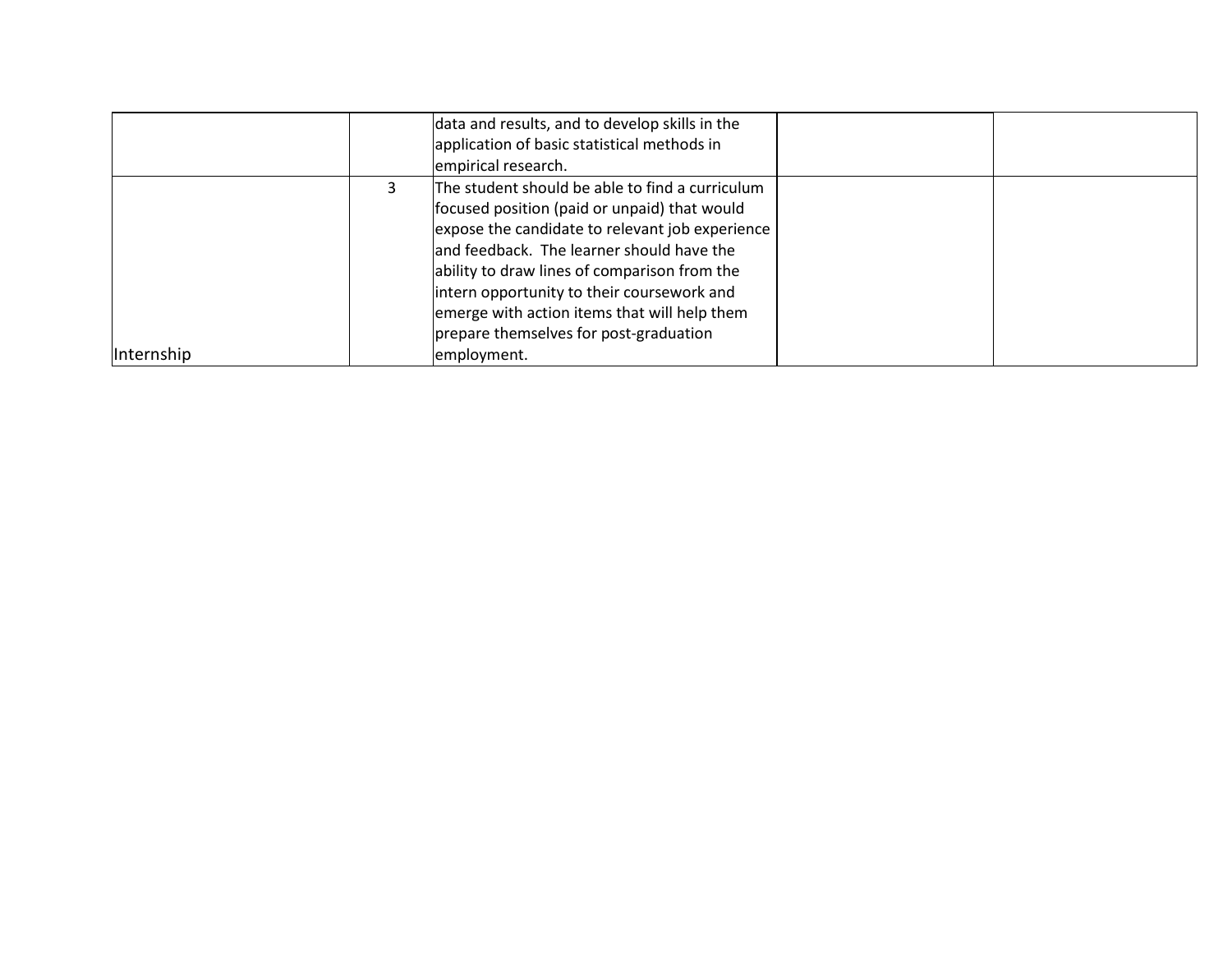| | | | | |
|---|---|---|---|---|
| | | data and results, and to develop skills in the application of basic statistical methods in empirical research. | | |
| Internship | 3 | The student should be able to find a curriculum focused position (paid or unpaid) that would expose the candidate to relevant job experience and feedback. The learner should have the ability to draw lines of comparison from the intern opportunity to their coursework and emerge with action items that will help them prepare themselves for post-graduation employment. | | |